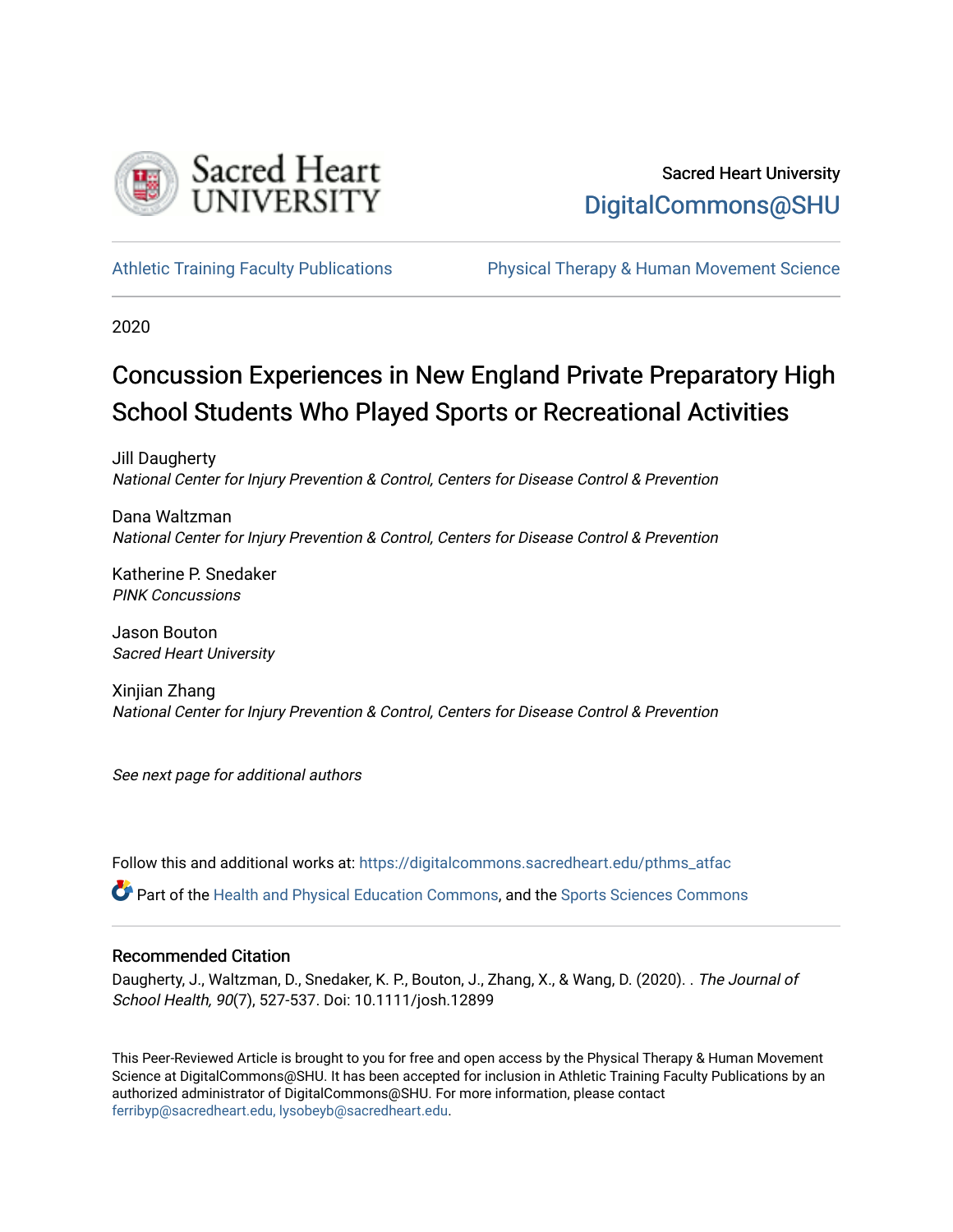Sacred Heart University

DigitalCommons@SHU

Athletic Training Faculty Publications

Physical Therapy & Human Movement Science

2020

# Concussion Experiences in New England Private Preparatory High School Students Who Played Sports or Recreational Activities

Jill Daugherty
*National Center for Injury Prevention & Control, Centers for Disease Control & Prevention*

Dana Waltzman
*National Center for Injury Prevention & Control, Centers for Disease Control & Prevention*

Katherine P. Snedaker
*PINK Concussions*

Jason Bouton
*Sacred Heart University*

Xinjian Zhang
*National Center for Injury Prevention & Control, Centers for Disease Control & Prevention*

*See next page for additional authors*

Follow this and additional works at: https://digitalcommons.sacredheart.edu/pthms_atfac

Part of the Health and Physical Education Commons, and the Sports Sciences Commons

## Recommended Citation

Daugherty, J., Waltzman, D., Snedaker, K. P., Bouton, J., Zhang, X., & Wang, D. (2020). . *The Journal of School Health, 90*(7), 527-537. Doi: 10.1111/josh.12899

This Peer-Reviewed Article is brought to you for free and open access by the Physical Therapy & Human Movement Science at DigitalCommons@SHU. It has been accepted for inclusion in Athletic Training Faculty Publications by an authorized administrator of DigitalCommons@SHU. For more information, please contact ferribyp@sacredheart.edu, lysobeyb@sacredheart.edu.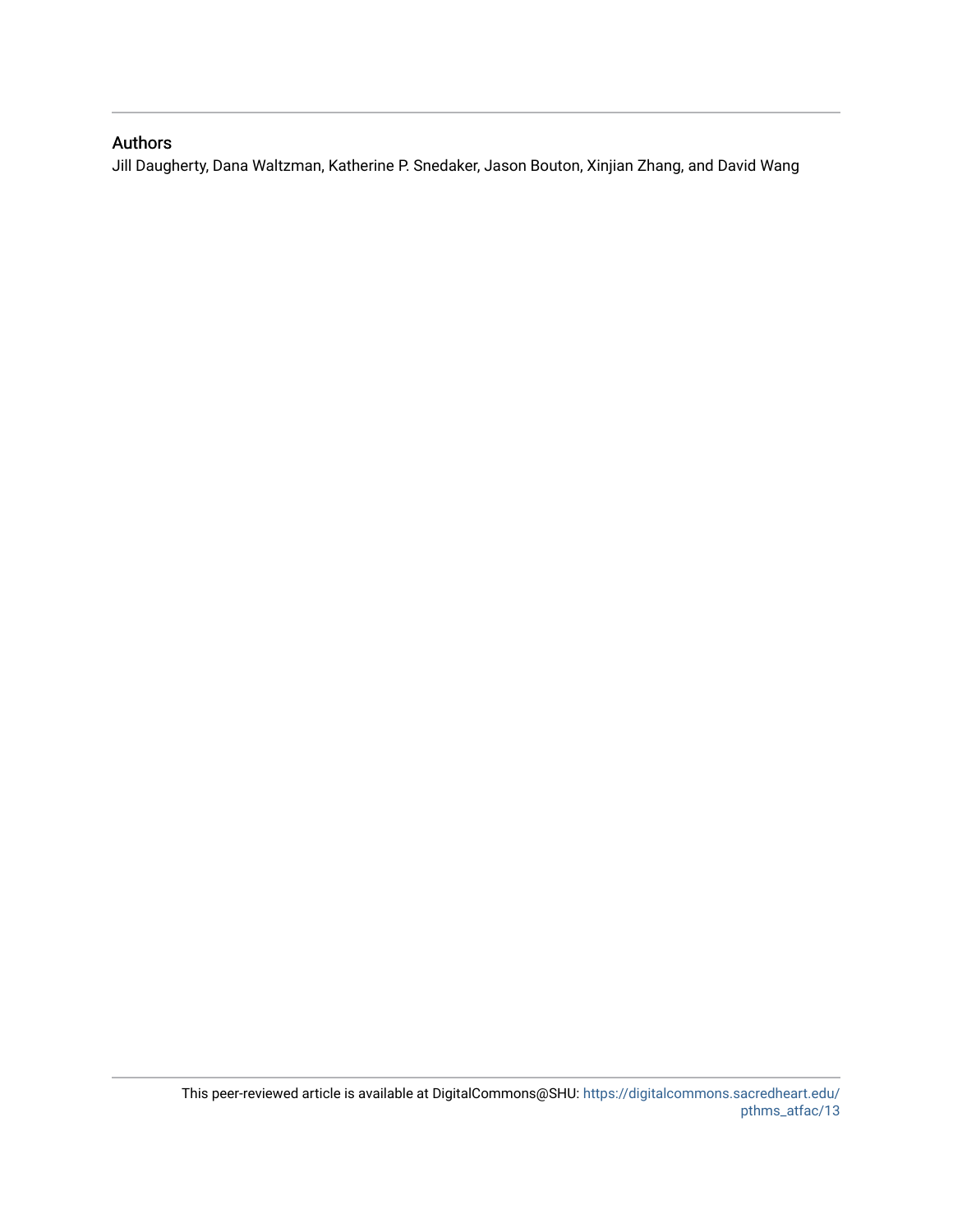## Authors

Jill Daugherty, Dana Waltzman, Katherine P. Snedaker, Jason Bouton, Xinjian Zhang, and David Wang

This peer-reviewed article is available at DigitalCommons@SHU: https://digitalcommons.sacredheart.edu/pthms_atfac/13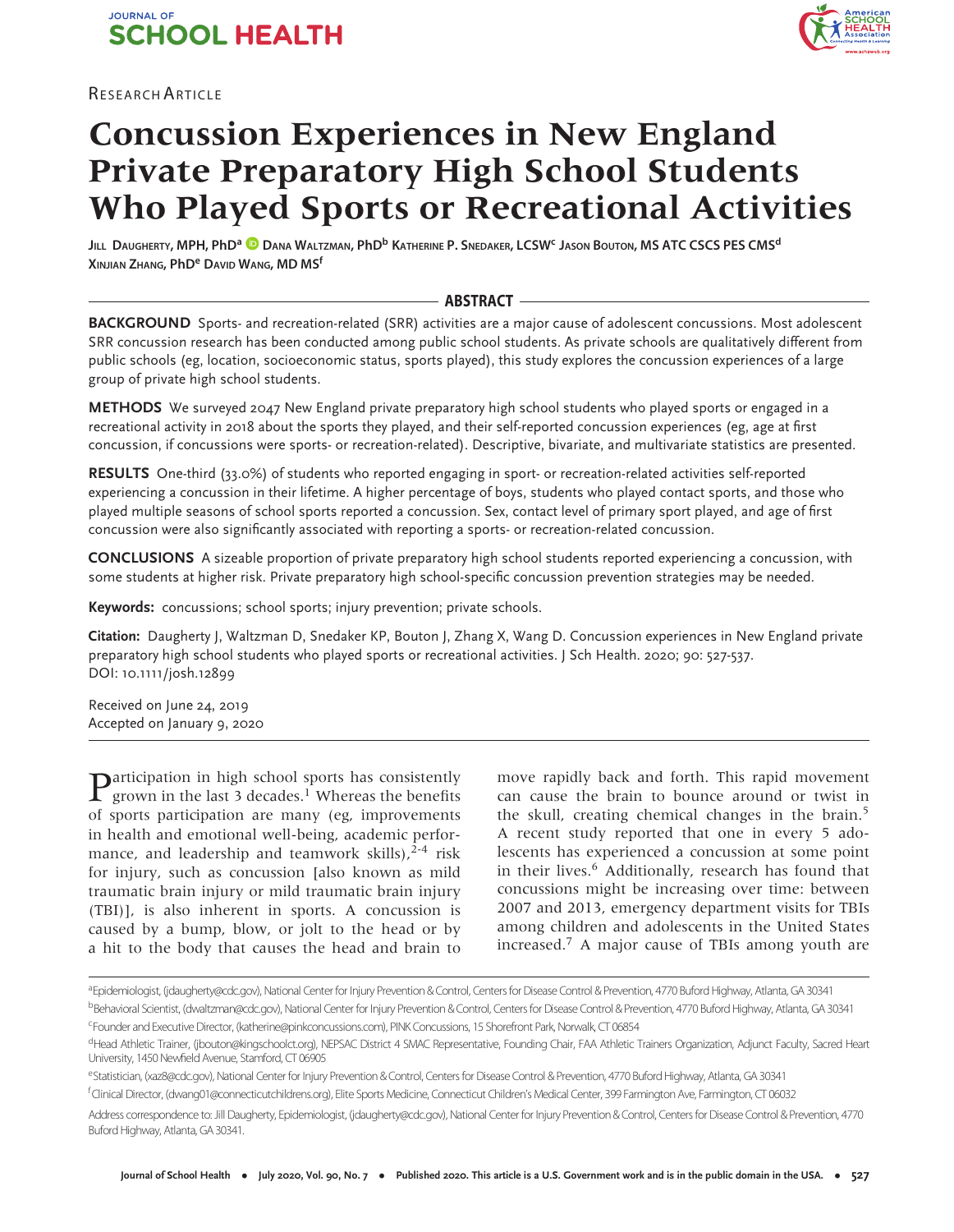Research Article

# Concussion Experiences in New England Private Preparatory High School Students Who Played Sports or Recreational Activities

Jill Daugherty, MPH, PhD[a] Dana Waltzman, PhD[b] Katherine P. Snedaker, LCSW[c] Jason Bouton, MS ATC CSCS PES CMS[d] Xinjian Zhang, PhD[e] David Wang, MD MS[f]

## ABSTRACT

**BACKGROUND** Sports- and recreation-related (SRR) activities are a major cause of adolescent concussions. Most adolescent SRR concussion research has been conducted among public school students. As private schools are qualitatively different from public schools (eg, location, socioeconomic status, sports played), this study explores the concussion experiences of a large group of private high school students.

**METHODS** We surveyed 2047 New England private preparatory high school students who played sports or engaged in a recreational activity in 2018 about the sports they played, and their self-reported concussion experiences (eg, age at first concussion, if concussions were sports- or recreation-related). Descriptive, bivariate, and multivariate statistics are presented.

**RESULTS** One-third (33.0%) of students who reported engaging in sport- or recreation-related activities self-reported experiencing a concussion in their lifetime. A higher percentage of boys, students who played contact sports, and those who played multiple seasons of school sports reported a concussion. Sex, contact level of primary sport played, and age of first concussion were also significantly associated with reporting a sports- or recreation-related concussion.

**CONCLUSIONS** A sizeable proportion of private preparatory high school students reported experiencing a concussion, with some students at higher risk. Private preparatory high school-specific concussion prevention strategies may be needed.

**Keywords:** concussions; school sports; injury prevention; private schools.

**Citation:** Daugherty J, Waltzman D, Snedaker KP, Bouton J, Zhang X, Wang D. Concussion experiences in New England private preparatory high school students who played sports or recreational activities. J Sch Health. 2020; 90: 527-537. DOI: 10.1111/josh.12899

Received on June 24, 2019
Accepted on January 9, 2020

Participation in high school sports has consistently grown in the last 3 decades.[1] Whereas the benefits of sports participation are many (eg, improvements in health and emotional well-being, academic performance, and leadership and teamwork skills),[2-4] risk for injury, such as concussion [also known as mild traumatic brain injury or mild traumatic brain injury (TBI)], is also inherent in sports. A concussion is caused by a bump, blow, or jolt to the head or by a hit to the body that causes the head and brain to move rapidly back and forth. This rapid movement can cause the brain to bounce around or twist in the skull, creating chemical changes in the brain.[5] A recent study reported that one in every 5 adolescents has experienced a concussion at some point in their lives.[6] Additionally, research has found that concussions might be increasing over time: between 2007 and 2013, emergency department visits for TBIs among children and adolescents in the United States increased.[7] A major cause of TBIs among youth are

---

[a]Epidemiologist, (jdaugherty@cdc.gov), National Center for Injury Prevention & Control, Centers for Disease Control & Prevention, 4770 Buford Highway, Atlanta, GA 30341
[b]Behavioral Scientist, (dwaltzman@cdc.gov), National Center for Injury Prevention & Control, Centers for Disease Control & Prevention, 4770 Buford Highway, Atlanta, GA 30341
[c]Founder and Executive Director, (katherine@pinkconcussions.com), PINK Concussions, 15 Shorefront Park, Norwalk, CT 06854
[d]Head Athletic Trainer, (jbouton@kingschoolct.org), NEPSAC District 4 SMAC Representative, Founding Chair, FAA Athletic Trainers Organization, Adjunct Faculty, Sacred Heart University, 1450 Newfield Avenue, Stamford, CT 06905
[e]Statistician, (xaz8@cdc.gov), National Center for Injury Prevention & Control, Centers for Disease Control & Prevention, 4770 Buford Highway, Atlanta, GA 30341
[f]Clinical Director, (dwang01@connecticutchildrens.org), Elite Sports Medicine, Connecticut Children's Medical Center, 399 Farmington Ave, Farmington, CT 06032

Address correspondence to: Jill Daugherty, Epidemiologist, (jdaugherty@cdc.gov), National Center for Injury Prevention & Control, Centers for Disease Control & Prevention, 4770 Buford Highway, Atlanta, GA 30341.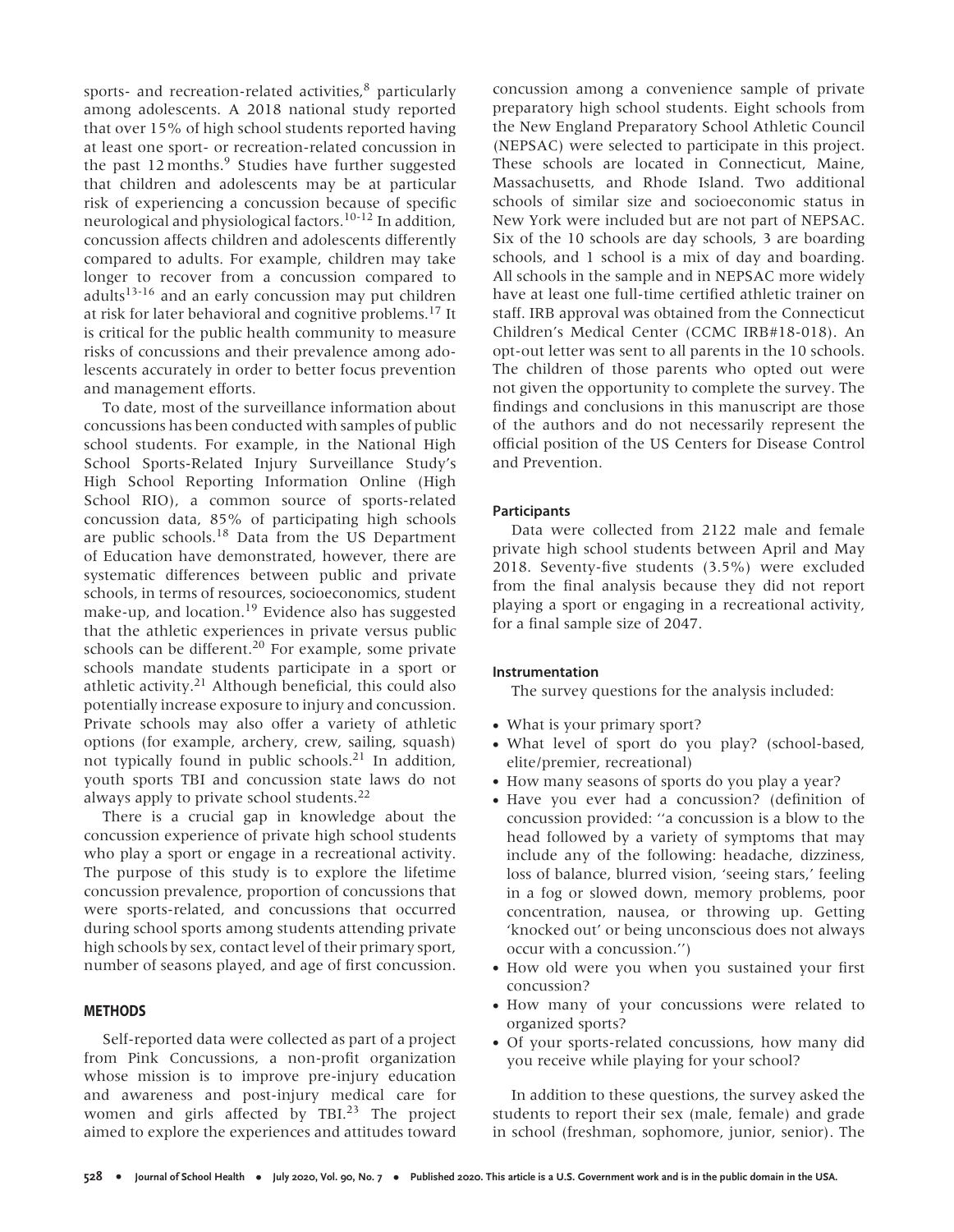sports- and recreation-related activities,[8] particularly among adolescents. A 2018 national study reported that over 15% of high school students reported having at least one sport- or recreation-related concussion in the past 12 months.[9] Studies have further suggested that children and adolescents may be at particular risk of experiencing a concussion because of specific neurological and physiological factors.[10-12] In addition, concussion affects children and adolescents differently compared to adults. For example, children may take longer to recover from a concussion compared to adults[13-16] and an early concussion may put children at risk for later behavioral and cognitive problems.[17] It is critical for the public health community to measure risks of concussions and their prevalence among adolescents accurately in order to better focus prevention and management efforts.

To date, most of the surveillance information about concussions has been conducted with samples of public school students. For example, in the National High School Sports-Related Injury Surveillance Study's High School Reporting Information Online (High School RIO), a common source of sports-related concussion data, 85% of participating high schools are public schools.[18] Data from the US Department of Education have demonstrated, however, there are systematic differences between public and private schools, in terms of resources, socioeconomics, student make-up, and location.[19] Evidence also has suggested that the athletic experiences in private versus public schools can be different.[20] For example, some private schools mandate students participate in a sport or athletic activity.[21] Although beneficial, this could also potentially increase exposure to injury and concussion. Private schools may also offer a variety of athletic options (for example, archery, crew, sailing, squash) not typically found in public schools.[21] In addition, youth sports TBI and concussion state laws do not always apply to private school students.[22]

There is a crucial gap in knowledge about the concussion experience of private high school students who play a sport or engage in a recreational activity. The purpose of this study is to explore the lifetime concussion prevalence, proportion of concussions that were sports-related, and concussions that occurred during school sports among students attending private high schools by sex, contact level of their primary sport, number of seasons played, and age of first concussion.

## METHODS

Self-reported data were collected as part of a project from Pink Concussions, a non-profit organization whose mission is to improve pre-injury education and awareness and post-injury medical care for women and girls affected by TBI.[23] The project aimed to explore the experiences and attitudes toward concussion among a convenience sample of private preparatory high school students. Eight schools from the New England Preparatory School Athletic Council (NEPSAC) were selected to participate in this project. These schools are located in Connecticut, Maine, Massachusetts, and Rhode Island. Two additional schools of similar size and socioeconomic status in New York were included but are not part of NEPSAC. Six of the 10 schools are day schools, 3 are boarding schools, and 1 school is a mix of day and boarding. All schools in the sample and in NEPSAC more widely have at least one full-time certified athletic trainer on staff. IRB approval was obtained from the Connecticut Children's Medical Center (CCMC IRB#18-018). An opt-out letter was sent to all parents in the 10 schools. The children of those parents who opted out were not given the opportunity to complete the survey. The findings and conclusions in this manuscript are those of the authors and do not necessarily represent the official position of the US Centers for Disease Control and Prevention.

### Participants

Data were collected from 2122 male and female private high school students between April and May 2018. Seventy-five students (3.5%) were excluded from the final analysis because they did not report playing a sport or engaging in a recreational activity, for a final sample size of 2047.

### Instrumentation

The survey questions for the analysis included:

- What is your primary sport?
- What level of sport do you play? (school-based, elite/premier, recreational)
- How many seasons of sports do you play a year?
- Have you ever had a concussion? (definition of concussion provided: ''a concussion is a blow to the head followed by a variety of symptoms that may include any of the following: headache, dizziness, loss of balance, blurred vision, 'seeing stars,' feeling in a fog or slowed down, memory problems, poor concentration, nausea, or throwing up. Getting 'knocked out' or being unconscious does not always occur with a concussion.'')
- How old were you when you sustained your first concussion?
- How many of your concussions were related to organized sports?
- Of your sports-related concussions, how many did you receive while playing for your school?

In addition to these questions, the survey asked the students to report their sex (male, female) and grade in school (freshman, sophomore, junior, senior). The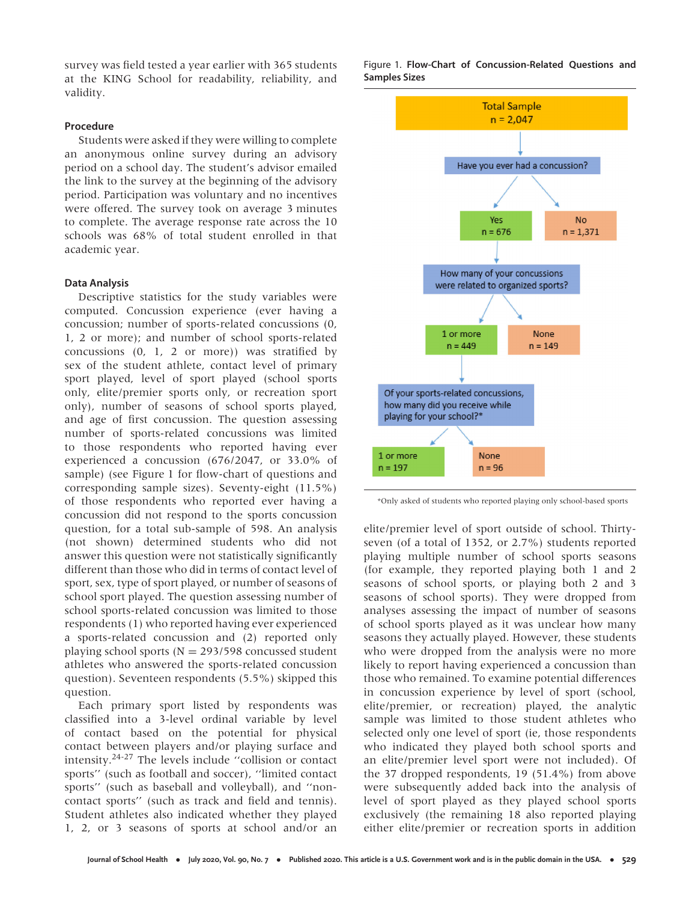survey was field tested a year earlier with 365 students at the KING School for readability, reliability, and validity.

### Procedure

Students were asked if they were willing to complete an anonymous online survey during an advisory period on a school day. The student's advisor emailed the link to the survey at the beginning of the advisory period. Participation was voluntary and no incentives were offered. The survey took on average 3 minutes to complete. The average response rate across the 10 schools was 68% of total student enrolled in that academic year.

### Data Analysis

Descriptive statistics for the study variables were computed. Concussion experience (ever having a concussion; number of sports-related concussions (0, 1, 2 or more); and number of school sports-related concussions (0, 1, 2 or more)) was stratified by sex of the student athlete, contact level of primary sport played, level of sport played (school sports only, elite/premier sports only, or recreation sport only), number of seasons of school sports played, and age of first concussion. The question assessing number of sports-related concussions was limited to those respondents who reported having ever experienced a concussion (676/2047, or 33.0% of sample) (see Figure 1 for flow-chart of questions and corresponding sample sizes). Seventy-eight (11.5%) of those respondents who reported ever having a concussion did not respond to the sports concussion question, for a total sub-sample of 598. An analysis (not shown) determined students who did not answer this question were not statistically significantly different than those who did in terms of contact level of sport, sex, type of sport played, or number of seasons of school sport played. The question assessing number of school sports-related concussion was limited to those respondents (1) who reported having ever experienced a sports-related concussion and (2) reported only playing school sports (N = 293/598 concussed student athletes who answered the sports-related concussion question). Seventeen respondents (5.5%) skipped this question.

Each primary sport listed by respondents was classified into a 3-level ordinal variable by level of contact based on the potential for physical contact between players and/or playing surface and intensity.[24-27] The levels include "collision or contact sports" (such as football and soccer), "limited contact sports" (such as baseball and volleyball), and "non-contact sports" (such as track and field and tennis). Student athletes also indicated whether they played 1, 2, or 3 seasons of sports at school and/or an elite/premier level of sport outside of school. Thirty-seven (of a total of 1352, or 2.7%) students reported playing multiple number of school sports seasons (for example, they reported playing both 1 and 2 seasons of school sports, or playing both 2 and 3 seasons of school sports). They were dropped from analyses assessing the impact of number of seasons of school sports played as it was unclear how many seasons they actually played. However, these students who were dropped from the analysis were no more likely to report having experienced a concussion than those who remained. To examine potential differences in concussion experience by level of sport (school, elite/premier, or recreation) played, the analytic sample was limited to those student athletes who selected only one level of sport (ie, those respondents who indicated they played both school sports and an elite/premier level sport were not included). Of the 37 dropped respondents, 19 (51.4%) from above were subsequently added back into the analysis of level of sport played as they played school sports exclusively (the remaining 18 also reported playing either elite/premier or recreation sports in addition

Figure 1. **Flow-Chart of Concussion-Related Questions and Samples Sizes**

- Total Sample n = 2,047
  - Have you ever had a concussion?
    - Yes n = 676
      - How many of your concussions were related to organized sports?
        - 1 or more n = 449
          - Of your sports-related concussions, how many did you receive while playing for your school?*
            - 1 or more n = 197
            - None n = 96
        - None n = 149
    - No n = 1,371

*Only asked of students who reported playing only school-based sports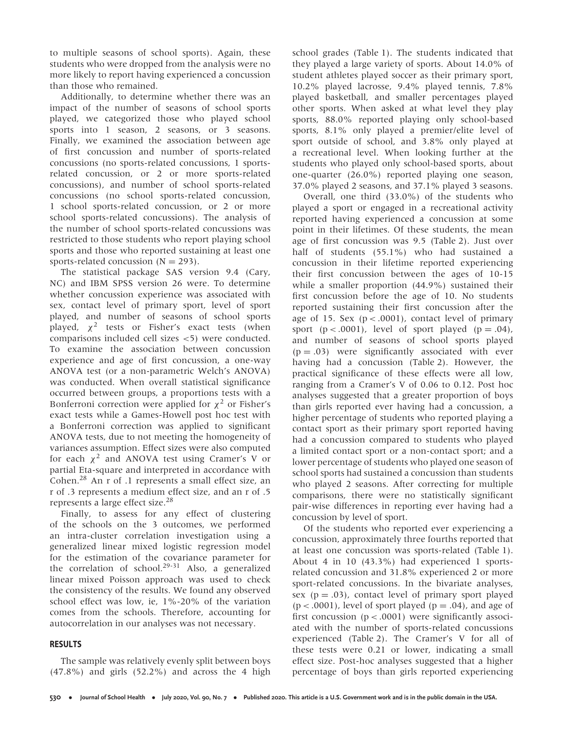to multiple seasons of school sports). Again, these students who were dropped from the analysis were no more likely to report having experienced a concussion than those who remained.

Additionally, to determine whether there was an impact of the number of seasons of school sports played, we categorized those who played school sports into 1 season, 2 seasons, or 3 seasons. Finally, we examined the association between age of first concussion and number of sports-related concussions (no sports-related concussions, 1 sports-related concussion, or 2 or more sports-related concussions), and number of school sports-related concussions (no school sports-related concussion, 1 school sports-related concussion, or 2 or more school sports-related concussions). The analysis of the number of school sports-related concussions was restricted to those students who report playing school sports and those who reported sustaining at least one sports-related concussion ($N = 293$).

The statistical package SAS version 9.4 (Cary, NC) and IBM SPSS version 26 were. To determine whether concussion experience was associated with sex, contact level of primary sport, level of sport played, and number of seasons of school sports played, $\chi^2$ tests or Fisher's exact tests (when comparisons included cell sizes <5) were conducted. To examine the association between concussion experience and age of first concussion, a one-way ANOVA test (or a non-parametric Welch's ANOVA) was conducted. When overall statistical significance occurred between groups, a proportions tests with a Bonferroni correction were applied for $\chi^2$ or Fisher's exact tests while a Games-Howell post hoc test with a Bonferroni correction was applied to significant ANOVA tests, due to not meeting the homogeneity of variances assumption. Effect sizes were also computed for each $\chi^2$ and ANOVA test using Cramer's V or partial Eta-square and interpreted in accordance with Cohen.[28] An r of .1 represents a small effect size, an r of .3 represents a medium effect size, and an r of .5 represents a large effect size.[28]

Finally, to assess for any effect of clustering of the schools on the 3 outcomes, we performed an intra-cluster correlation investigation using a generalized linear mixed logistic regression model for the estimation of the covariance parameter for the correlation of school.[29-31] Also, a generalized linear mixed Poisson approach was used to check the consistency of the results. We found any observed school effect was low, ie, 1%-20% of the variation comes from the schools. Therefore, accounting for autocorrelation in our analyses was not necessary.

## RESULTS

The sample was relatively evenly split between boys (47.8%) and girls (52.2%) and across the 4 high school grades (Table 1). The students indicated that they played a large variety of sports. About 14.0% of student athletes played soccer as their primary sport, 10.2% played lacrosse, 9.4% played tennis, 7.8% played basketball, and smaller percentages played other sports. When asked at what level they play sports, 88.0% reported playing only school-based sports, 8.1% only played a premier/elite level of sport outside of school, and 3.8% only played at a recreational level. When looking further at the students who played only school-based sports, about one-quarter (26.0%) reported playing one season, 37.0% played 2 seasons, and 37.1% played 3 seasons.

Overall, one third (33.0%) of the students who played a sport or engaged in a recreational activity reported having experienced a concussion at some point in their lifetimes. Of these students, the mean age of first concussion was 9.5 (Table 2). Just over half of students (55.1%) who had sustained a concussion in their lifetime reported experiencing their first concussion between the ages of 10-15 while a smaller proportion (44.9%) sustained their first concussion before the age of 10. No students reported sustaining their first concussion after the age of 15. Sex ($p < .0001$), contact level of primary sport ($p < .0001$), level of sport played ($p = .04$), and number of seasons of school sports played ($p = .03$) were significantly associated with ever having had a concussion (Table 2). However, the practical significance of these effects were all low, ranging from a Cramer's V of 0.06 to 0.12. Post hoc analyses suggested that a greater proportion of boys than girls reported ever having had a concussion, a higher percentage of students who reported playing a contact sport as their primary sport reported having had a concussion compared to students who played a limited contact sport or a non-contact sport; and a lower percentage of students who played one season of school sports had sustained a concussion than students who played 2 seasons. After correcting for multiple comparisons, there were no statistically significant pair-wise differences in reporting ever having had a concussion by level of sport.

Of the students who reported ever experiencing a concussion, approximately three fourths reported that at least one concussion was sports-related (Table 1). About 4 in 10 (43.3%) had experienced 1 sports-related concussion and 31.8% experienced 2 or more sport-related concussions. In the bivariate analyses, sex ($p = .03$), contact level of primary sport played ($p < .0001$), level of sport played ($p = .04$), and age of first concussion ($p < .0001$) were significantly associated with the number of sports-related concussions experienced (Table 2). The Cramer's V for all of these tests were 0.21 or lower, indicating a small effect size. Post-hoc analyses suggested that a higher percentage of boys than girls reported experiencing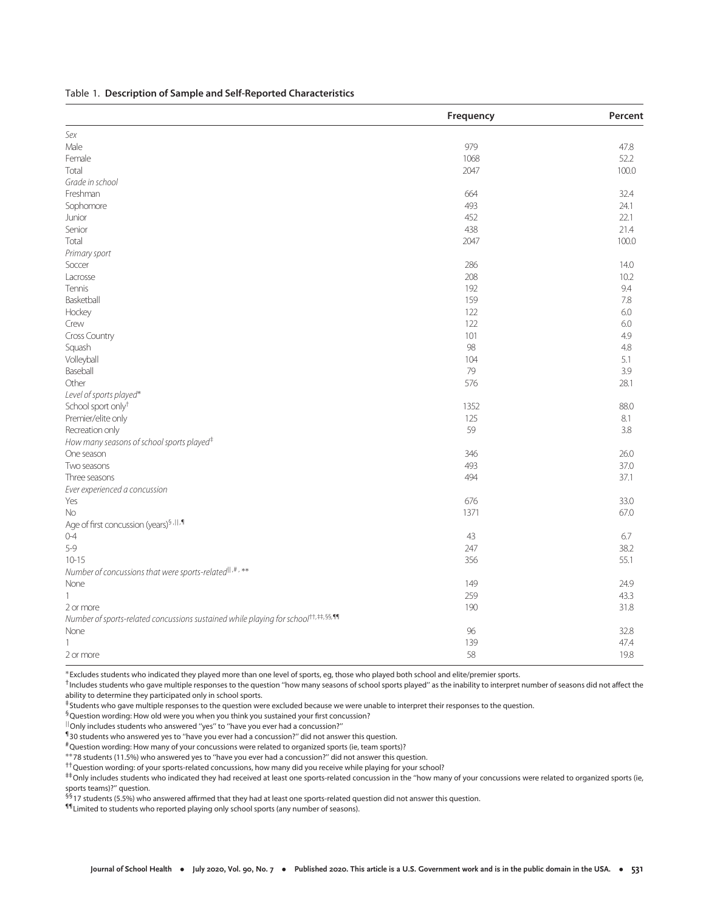Table 1. **Description of Sample and Self-Reported Characteristics**

| | Frequency | Percent |
|---|---|---|
| *Sex* | | |
| Male | 979 | 47.8 |
| Female | 1068 | 52.2 |
| Total | 2047 | 100.0 |
| *Grade in school* | | |
| Freshman | 664 | 32.4 |
| Sophomore | 493 | 24.1 |
| Junior | 452 | 22.1 |
| Senior | 438 | 21.4 |
| Total | 2047 | 100.0 |
| *Primary sport* | | |
| Soccer | 286 | 14.0 |
| Lacrosse | 208 | 10.2 |
| Tennis | 192 | 9.4 |
| Basketball | 159 | 7.8 |
| Hockey | 122 | 6.0 |
| Crew | 122 | 6.0 |
| Cross Country | 101 | 4.9 |
| Squash | 98 | 4.8 |
| Volleyball | 104 | 5.1 |
| Baseball | 79 | 3.9 |
| Other | 576 | 28.1 |
| *Level of sports played*\* | | |
| School sport only[†] | 1352 | 88.0 |
| Premier/elite only | 125 | 8.1 |
| Recreation only | 59 | 3.8 |
| *How many seasons of school sports played*[‡] | | |
| One season | 346 | 26.0 |
| Two seasons | 493 | 37.0 |
| Three seasons | 494 | 37.1 |
| *Ever experienced a concussion* | | |
| Yes | 676 | 33.0 |
| No | 1371 | 67.0 |
| Age of first concussion (years)[§,||,¶] | | |
| 0-4 | 43 | 6.7 |
| 5-9 | 247 | 38.2 |
| 10-15 | 356 | 55.1 |
| *Number of concussions that were sports-related*[||,#,\*\*] | | |
| None | 149 | 24.9 |
| 1 | 259 | 43.3 |
| 2 or more | 190 | 31.8 |
| *Number of sports-related concussions sustained while playing for school*[††,‡‡,§§,¶¶] | | |
| None | 96 | 32.8 |
| 1 | 139 | 47.4 |
| 2 or more | 58 | 19.8 |

\*Excludes students who indicated they played more than one level of sports, eg, those who played both school and elite/premier sports.

[†]Includes students who gave multiple responses to the question "how many seasons of school sports played" as the inability to interpret number of seasons did not affect the ability to determine they participated only in school sports.

[‡]Students who gave multiple responses to the question were excluded because we were unable to interpret their responses to the question.

[§]Question wording: How old were you when you think you sustained your first concussion?

[||]Only includes students who answered "yes" to "have you ever had a concussion?"

[¶]30 students who answered yes to "have you ever had a concussion?" did not answer this question.

[#]Question wording: How many of your concussions were related to organized sports (ie, team sports)?

\*\*78 students (11.5%) who answered yes to "have you ever had a concussion?" did not answer this question.

[††]Question wording: of your sports-related concussions, how many did you receive while playing for your school?

[‡‡]Only includes students who indicated they had received at least one sports-related concussion in the "how many of your concussions were related to organized sports (ie, sports teams)?" question.

[§§]17 students (5.5%) who answered affirmed that they had at least one sports-related question did not answer this question.

[¶¶]Limited to students who reported playing only school sports (any number of seasons).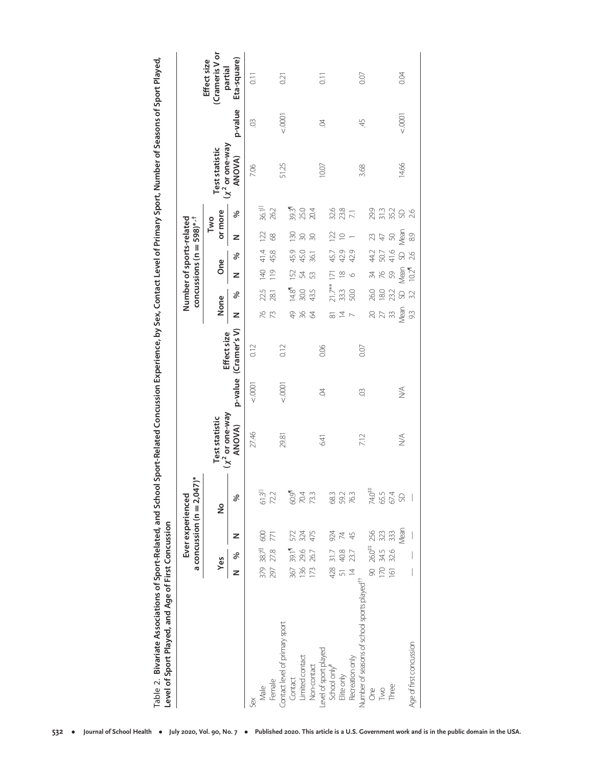**Table 2. Bivariate Associations of Sport-Related, and School Sport-Related Concussion Experience, by Sex, Contact Level of Primary Sport, Number of Seasons of Sport Played, Level of Sport Played, and Age of First Concussion**

| | Ever experienced a concussion (n = 2,047)* | | | | Test statistic ($\chi^2$ or one-way ANOVA) | p-value | Effect size (Cramer's V) | Number of sports-related concussions (n = 598)*,† | | | | | | Test statistic ($\chi^2$ or one-way ANOVA) | p-value | Effect size (Cramer's V or partial Eta-square) |
|---|---|---|---|---|---|---|---|---|---|---|---|---|---|---|---|---|
| | Yes | | No | | | | | None | | One | | Two or more | | | | |
| | N | % | N | % | | | | N | % | N | % | N | % | | | |
| Sex | | | | | 27.46 | <.0001 | 0.12 | | | | | | | 7.06 | .03 | 0.11 |
| Male | 379 | 38.7[‖] | 600 | 61.3[‖] | | | | 76 | 22.5 | 140 | 41.4 | 122 | 36.1[‖] | | | |
| Female | 297 | 27.8 | 771 | 72.2 | | | | 73 | 28.1 | 119 | 45.8 | 68 | 26.2 | | | |
| Contact level of primary sport | | | | | 29.81 | <.0001 | 0.12 | | | | | | | 51.25 | <.0001 | 0.21 |
| Contact | 367 | 39.1[¶] | 572 | 60.9[¶] | | | | 49 | 14.8[¶] | 152 | 45.9 | 130 | 39.3[¶] | | | |
| Limited contact | 136 | 29.6 | 324 | 70.4 | | | | 36 | 30.0 | 54 | 45.0 | 30 | 25.0 | | | |
| Non-contact | 173 | 26.7 | 475 | 73.3 | | | | 64 | 43.5 | 53 | 36.1 | 30 | 20.4 | | | |
| Level of sport played | | | | | 6.41 | .04 | 0.06 | | | | | | | 10.07 | .04 | 0.11 |
| School only[#] | 428 | 31.7 | 924 | 68.3 | | | | 81 | 21.7** | 171 | 45.7 | 122 | 32.6 | | | |
| Elite only | 51 | 40.8 | 74 | 59.2 | | | | 14 | 33.3 | 18 | 42.9 | 10 | 23.8 | | | |
| Recreation only | 14 | 23.7 | 45 | 76.3 | | | | 7 | 50.0 | 6 | 42.9 | 1 | 7.1 | | | |
| Number of seasons of school sports played[††] | | | | | 7.12 | .03 | 0.07 | | | | | | | 3.68 | .45 | 0.07 |
| One | 90 | 26.0[‡‡] | 256 | 74.0[‡‡] | | | | 20 | 26.0 | 34 | 44.2 | 23 | 29.9 | | | |
| Two | 170 | 34.5 | 323 | 65.5 | | | | 27 | 18.0 | 76 | 50.7 | 47 | 31.3 | | | |
| Three | 161 | 32.6 | 333 | 67.4 | | | | 33 | 23.2 | 59 | 41.6 | 50 | 35.2 | | | |
| | | | Mean | SD | | | | Mean | SD | Mean | SD | Mean | SD | | | |
| Age of first concussion | — | — | — | — | N/A | N/A | | 9.3 | 3.2 | 10.2[¶] | 2.6 | 8.9 | 2.6 | 14.66 | <.0001 | 0.04 |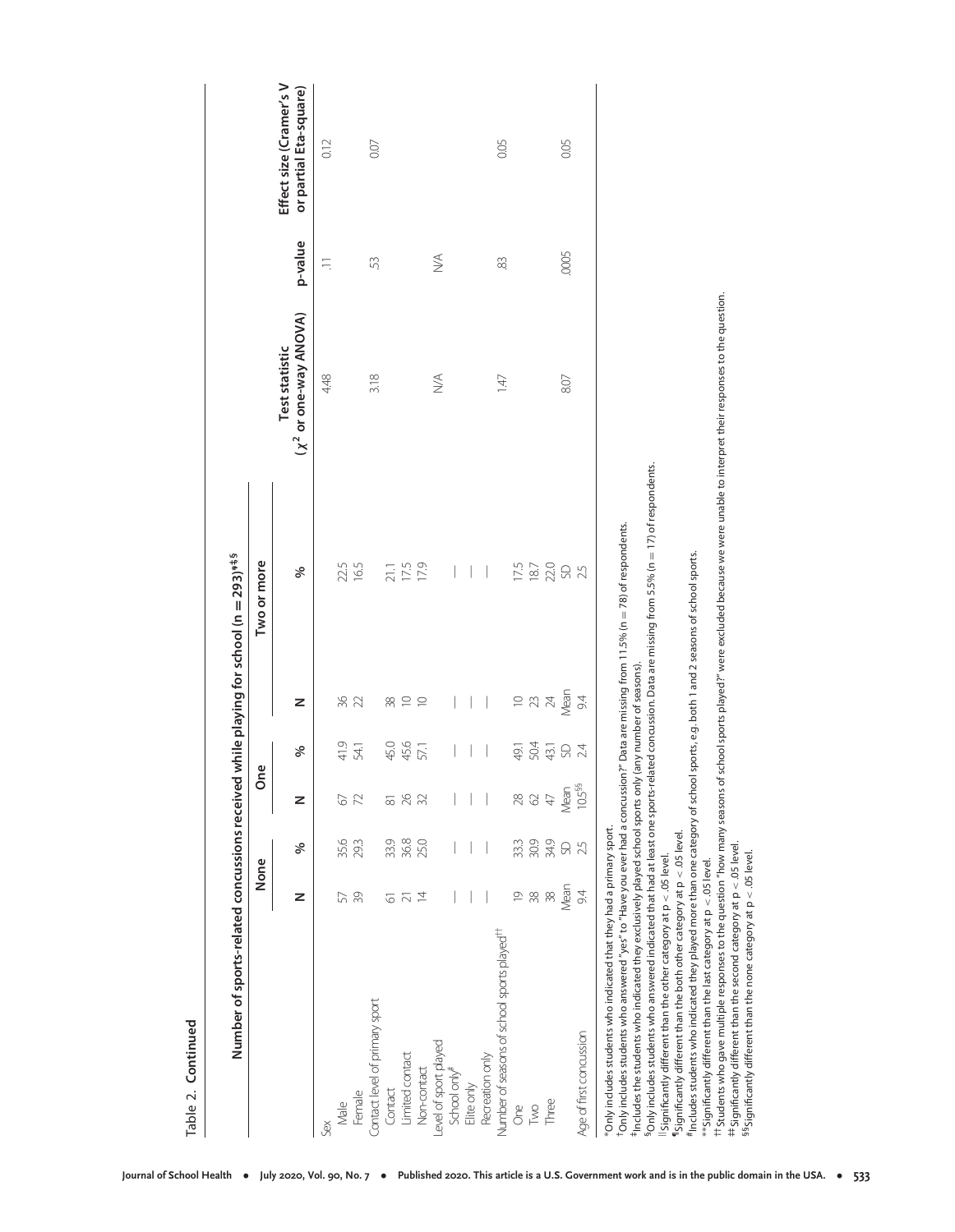Table 2. Continued

| | Number of sports-related concussions received while playing for school (n = 293)*‡§ | | | | | | | | |
|---|---|---|---|---|---|---|---|---|---|
| | None | | One | | Two or more | | | | |
| | N | % | N | % | N | % | Test statistic ($\chi^2$ or one-way ANOVA) | p-value | Effect size (Cramer's V or partial Eta-square) |
| Sex | | | | | | | 4.48 | .11 | 0.12 |
| Male | 57 | 35.6 | 67 | 41.9 | 36 | 22.5 | | | |
| Female | 39 | 29.3 | 72 | 54.1 | 22 | 16.5 | | | |
| Contact level of primary sport | | | | | | | 3.18 | .53 | 0.07 |
| Contact | 61 | 33.9 | 81 | 45.0 | 38 | 21.1 | | | |
| Limited contact | 21 | 36.8 | 26 | 45.6 | 10 | 17.5 | | | |
| Non-contact | 14 | 25.0 | 32 | 57.1 | 10 | 17.9 | | | |
| Level of sport played | | | | | | | N/A | N/A | |
| School only[#] | — | — | — | — | — | — | | | |
| Elite only | — | — | — | — | — | — | | | |
| Recreation only | — | — | — | — | — | — | | | |
| Number of seasons of school sports played[††] | | | | | | | 1.47 | .83 | 0.05 |
| One | 19 | 33.3 | 28 | 49.1 | 10 | 17.5 | | | |
| Two | 38 | 30.9 | 62 | 50.4 | 23 | 18.7 | | | |
| Three | 38 | 34.9 | 47 | 43.1 | 24 | 22.0 | | | |
| | Mean | SD | Mean | SD | Mean | SD | | | |
| Age of first concussion | 9.4 | 2.5 | 10.5[§§] | 2.4 | 9.4 | 2.5 | 8.07 | .0005 | 0.05 |

*Only includes students who indicated that they had a primary sport.
†Only includes students who answered "yes" to "Have you ever had a concussion?" Data are missing from 11.5% (n = 78) of respondents.
‡Includes the students who indicated they exclusively played school sports only (any number of seasons).
§Only includes students who answered indicated that had at least one sports-related concussion. Data are missing from 5.5% (n = 17) of respondents.
||Significantly different than the other category at p < .05 level.
¶Significantly different than the both other category at p < .05 level.
#Includes students who indicated they played more than one category of school sports, e.g. both 1 and 2 seasons of school sports.
**Significantly different than the last category at p < .05 level.
††Students who gave multiple responses to the question "how many seasons of school sports played?" were excluded because we were unable to interpret their responses to the question.
‡‡Significantly different than the second category at p < .05 level.
§§Significantly different than the none category at p < .05 level.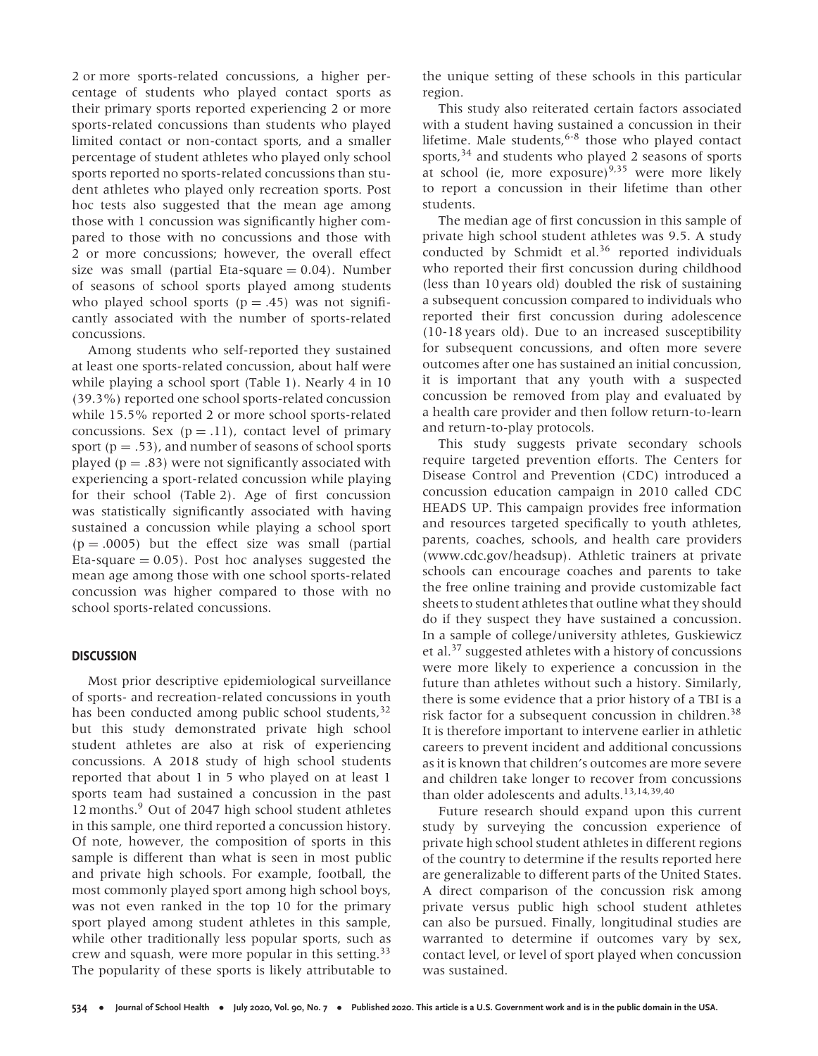2 or more sports-related concussions, a higher percentage of students who played contact sports as their primary sports reported experiencing 2 or more sports-related concussions than students who played limited contact or non-contact sports, and a smaller percentage of student athletes who played only school sports reported no sports-related concussions than student athletes who played only recreation sports. Post hoc tests also suggested that the mean age among those with 1 concussion was significantly higher compared to those with no concussions and those with 2 or more concussions; however, the overall effect size was small (partial Eta-square = 0.04). Number of seasons of school sports played among students who played school sports (p = .45) was not significantly associated with the number of sports-related concussions.

Among students who self-reported they sustained at least one sports-related concussion, about half were while playing a school sport (Table 1). Nearly 4 in 10 (39.3%) reported one school sports-related concussion while 15.5% reported 2 or more school sports-related concussions. Sex (p = .11), contact level of primary sport (p = .53), and number of seasons of school sports played (p = .83) were not significantly associated with experiencing a sport-related concussion while playing for their school (Table 2). Age of first concussion was statistically significantly associated with having sustained a concussion while playing a school sport (p = .0005) but the effect size was small (partial Eta-square = 0.05). Post hoc analyses suggested the mean age among those with one school sports-related concussion was higher compared to those with no school sports-related concussions.

## DISCUSSION

Most prior descriptive epidemiological surveillance of sports- and recreation-related concussions in youth has been conducted among public school students,[32] but this study demonstrated private high school student athletes are also at risk of experiencing concussions. A 2018 study of high school students reported that about 1 in 5 who played on at least 1 sports team had sustained a concussion in the past 12 months.[9] Out of 2047 high school student athletes in this sample, one third reported a concussion history. Of note, however, the composition of sports in this sample is different than what is seen in most public and private high schools. For example, football, the most commonly played sport among high school boys, was not even ranked in the top 10 for the primary sport played among student athletes in this sample, while other traditionally less popular sports, such as crew and squash, were more popular in this setting.[33] The popularity of these sports is likely attributable to the unique setting of these schools in this particular region.

This study also reiterated certain factors associated with a student having sustained a concussion in their lifetime. Male students,[6-8] those who played contact sports,[34] and students who played 2 seasons of sports at school (ie, more exposure)[9,35] were more likely to report a concussion in their lifetime than other students.

The median age of first concussion in this sample of private high school student athletes was 9.5. A study conducted by Schmidt et al.[36] reported individuals who reported their first concussion during childhood (less than 10 years old) doubled the risk of sustaining a subsequent concussion compared to individuals who reported their first concussion during adolescence (10-18 years old). Due to an increased susceptibility for subsequent concussions, and often more severe outcomes after one has sustained an initial concussion, it is important that any youth with a suspected concussion be removed from play and evaluated by a health care provider and then follow return-to-learn and return-to-play protocols.

This study suggests private secondary schools require targeted prevention efforts. The Centers for Disease Control and Prevention (CDC) introduced a concussion education campaign in 2010 called CDC HEADS UP. This campaign provides free information and resources targeted specifically to youth athletes, parents, coaches, schools, and health care providers (www.cdc.gov/headsup). Athletic trainers at private schools can encourage coaches and parents to take the free online training and provide customizable fact sheets to student athletes that outline what they should do if they suspect they have sustained a concussion. In a sample of college/university athletes, Guskiewicz et al.[37] suggested athletes with a history of concussions were more likely to experience a concussion in the future than athletes without such a history. Similarly, there is some evidence that a prior history of a TBI is a risk factor for a subsequent concussion in children.[38] It is therefore important to intervene earlier in athletic careers to prevent incident and additional concussions as it is known that children's outcomes are more severe and children take longer to recover from concussions than older adolescents and adults.[13,14,39,40]

Future research should expand upon this current study by surveying the concussion experience of private high school student athletes in different regions of the country to determine if the results reported here are generalizable to different parts of the United States. A direct comparison of the concussion risk among private versus public high school student athletes can also be pursued. Finally, longitudinal studies are warranted to determine if outcomes vary by sex, contact level, or level of sport played when concussion was sustained.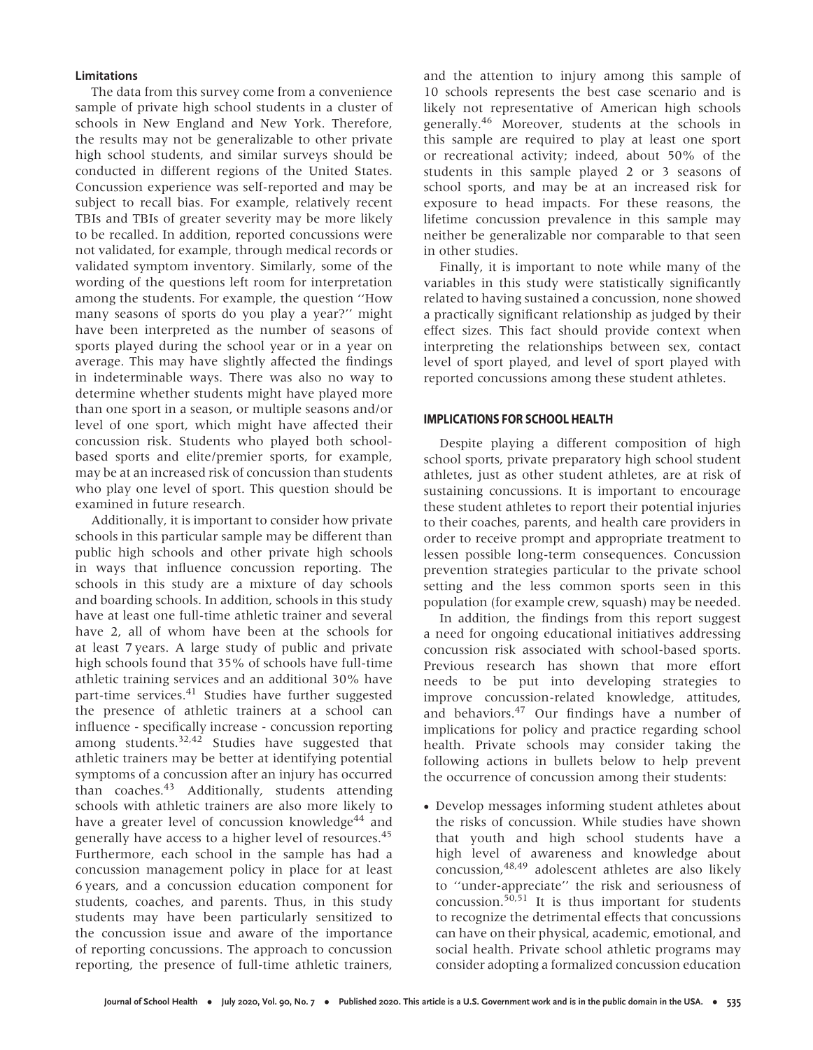### Limitations

The data from this survey come from a convenience sample of private high school students in a cluster of schools in New England and New York. Therefore, the results may not be generalizable to other private high school students, and similar surveys should be conducted in different regions of the United States. Concussion experience was self-reported and may be subject to recall bias. For example, relatively recent TBIs and TBIs of greater severity may be more likely to be recalled. In addition, reported concussions were not validated, for example, through medical records or validated symptom inventory. Similarly, some of the wording of the questions left room for interpretation among the students. For example, the question "How many seasons of sports do you play a year?" might have been interpreted as the number of seasons of sports played during the school year or in a year on average. This may have slightly affected the findings in indeterminable ways. There was also no way to determine whether students might have played more than one sport in a season, or multiple seasons and/or level of one sport, which might have affected their concussion risk. Students who played both school-based sports and elite/premier sports, for example, may be at an increased risk of concussion than students who play one level of sport. This question should be examined in future research.

Additionally, it is important to consider how private schools in this particular sample may be different than public high schools and other private high schools in ways that influence concussion reporting. The schools in this study are a mixture of day schools and boarding schools. In addition, schools in this study have at least one full-time athletic trainer and several have 2, all of whom have been at the schools for at least 7 years. A large study of public and private high schools found that 35% of schools have full-time athletic training services and an additional 30% have part-time services.[41] Studies have further suggested the presence of athletic trainers at a school can influence - specifically increase - concussion reporting among students.[32,42] Studies have suggested that athletic trainers may be better at identifying potential symptoms of a concussion after an injury has occurred than coaches.[43] Additionally, students attending schools with athletic trainers are also more likely to have a greater level of concussion knowledge[44] and generally have access to a higher level of resources.[45] Furthermore, each school in the sample has had a concussion management policy in place for at least 6 years, and a concussion education component for students, coaches, and parents. Thus, in this study students may have been particularly sensitized to the concussion issue and aware of the importance of reporting concussions. The approach to concussion reporting, the presence of full-time athletic trainers, and the attention to injury among this sample of 10 schools represents the best case scenario and is likely not representative of American high schools generally.[46] Moreover, students at the schools in this sample are required to play at least one sport or recreational activity; indeed, about 50% of the students in this sample played 2 or 3 seasons of school sports, and may be at an increased risk for exposure to head impacts. For these reasons, the lifetime concussion prevalence in this sample may neither be generalizable nor comparable to that seen in other studies.

Finally, it is important to note while many of the variables in this study were statistically significantly related to having sustained a concussion, none showed a practically significant relationship as judged by their effect sizes. This fact should provide context when interpreting the relationships between sex, contact level of sport played, and level of sport played with reported concussions among these student athletes.

## IMPLICATIONS FOR SCHOOL HEALTH

Despite playing a different composition of high school sports, private preparatory high school student athletes, just as other student athletes, are at risk of sustaining concussions. It is important to encourage these student athletes to report their potential injuries to their coaches, parents, and health care providers in order to receive prompt and appropriate treatment to lessen possible long-term consequences. Concussion prevention strategies particular to the private school setting and the less common sports seen in this population (for example crew, squash) may be needed.

In addition, the findings from this report suggest a need for ongoing educational initiatives addressing concussion risk associated with school-based sports. Previous research has shown that more effort needs to be put into developing strategies to improve concussion-related knowledge, attitudes, and behaviors.[47] Our findings have a number of implications for policy and practice regarding school health. Private schools may consider taking the following actions in bullets below to help prevent the occurrence of concussion among their students:

- Develop messages informing student athletes about the risks of concussion. While studies have shown that youth and high school students have a high level of awareness and knowledge about concussion,[48,49] adolescent athletes are also likely to "under-appreciate" the risk and seriousness of concussion.[50,51] It is thus important for students to recognize the detrimental effects that concussions can have on their physical, academic, emotional, and social health. Private school athletic programs may consider adopting a formalized concussion education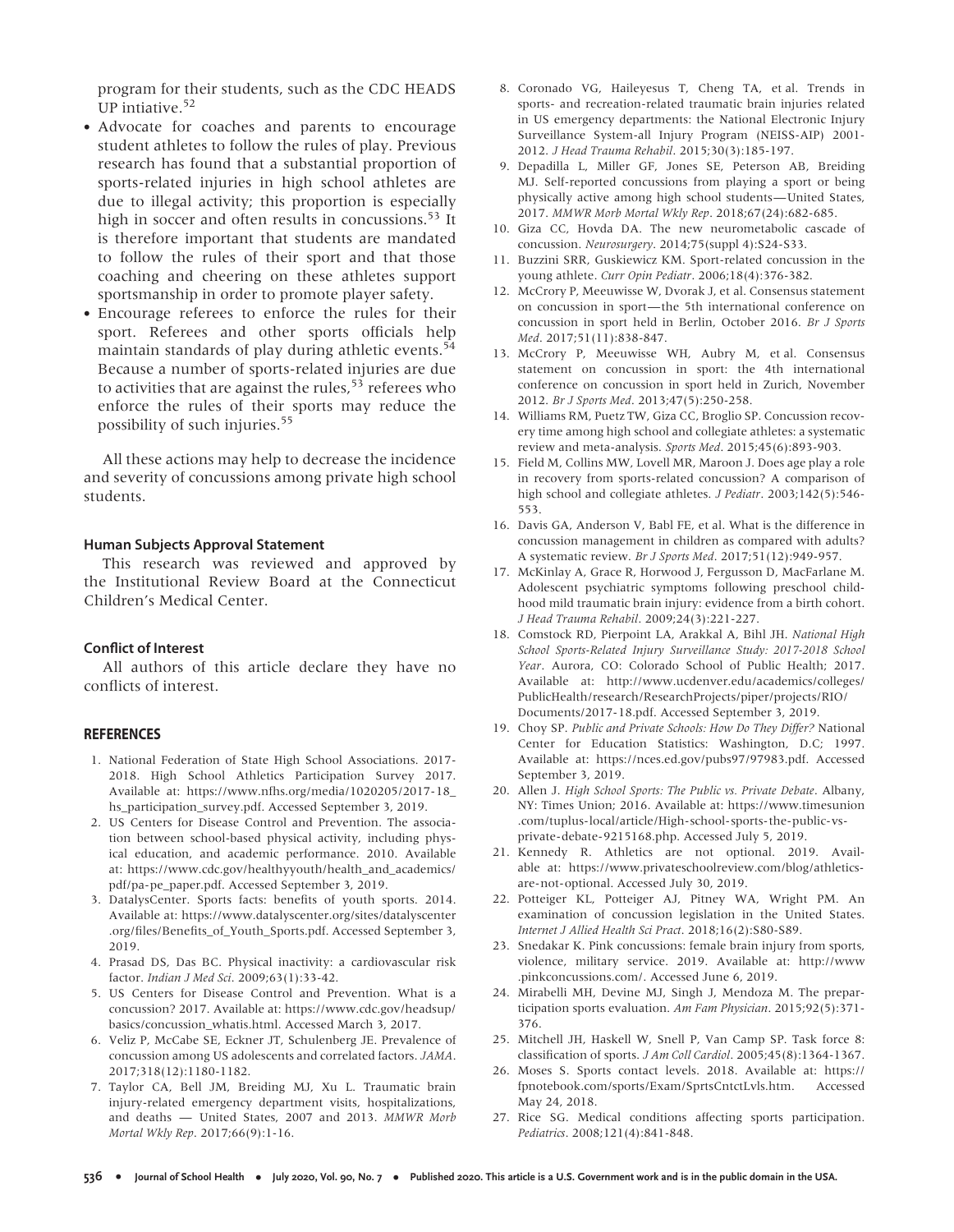program for their students, such as the CDC HEADS UP intiative.[52]

- Advocate for coaches and parents to encourage student athletes to follow the rules of play. Previous research has found that a substantial proportion of sports-related injuries in high school athletes are due to illegal activity; this proportion is especially high in soccer and often results in concussions.[53] It is therefore important that students are mandated to follow the rules of their sport and that those coaching and cheering on these athletes support sportsmanship in order to promote player safety.
- Encourage referees to enforce the rules for their sport. Referees and other sports officials help maintain standards of play during athletic events.[54] Because a number of sports-related injuries are due to activities that are against the rules,[53] referees who enforce the rules of their sports may reduce the possibility of such injuries.[55]

All these actions may help to decrease the incidence and severity of concussions among private high school students.

#### Human Subjects Approval Statement

This research was reviewed and approved by the Institutional Review Board at the Connecticut Children's Medical Center.

#### Conflict of Interest

All authors of this article declare they have no conflicts of interest.

## REFERENCES

1. National Federation of State High School Associations. 2017-2018. High School Athletics Participation Survey 2017. Available at: https://www.nfhs.org/media/1020205/2017-18_hs_participation_survey.pdf. Accessed September 3, 2019.
2. US Centers for Disease Control and Prevention. The association between school-based physical activity, including physical education, and academic performance. 2010. Available at: https://www.cdc.gov/healthyyouth/health_and_academics/pdf/pa-pe_paper.pdf. Accessed September 3, 2019.
3. DatalysCenter. Sports facts: benefits of youth sports. 2014. Available at: https://www.datalyscenter.org/sites/datalyscenter.org/files/Benefits_of_Youth_Sports.pdf. Accessed September 3, 2019.
4. Prasad DS, Das BC. Physical inactivity: a cardiovascular risk factor. *Indian J Med Sci*. 2009;63(1):33-42.
5. US Centers for Disease Control and Prevention. What is a concussion? 2017. Available at: https://www.cdc.gov/headsup/basics/concussion_whatis.html. Accessed March 3, 2017.
6. Veliz P, McCabe SE, Eckner JT, Schulenberg JE. Prevalence of concussion among US adolescents and correlated factors. *JAMA*. 2017;318(12):1180-1182.
7. Taylor CA, Bell JM, Breiding MJ, Xu L. Traumatic brain injury-related emergency department visits, hospitalizations, and deaths — United States, 2007 and 2013. *MMWR Morb Mortal Wkly Rep*. 2017;66(9):1-16.
8. Coronado VG, Haileyesus T, Cheng TA, et al. Trends in sports- and recreation-related traumatic brain injuries related in US emergency departments: the National Electronic Injury Surveillance System-all Injury Program (NEISS-AIP) 2001-2012. *J Head Trauma Rehabil*. 2015;30(3):185-197.
9. Depadilla L, Miller GF, Jones SE, Peterson AB, Breiding MJ. Self-reported concussions from playing a sport or being physically active among high school students—United States, 2017. *MMWR Morb Mortal Wkly Rep*. 2018;67(24):682-685.
10. Giza CC, Hovda DA. The new neurometabolic cascade of concussion. *Neurosurgery*. 2014;75(suppl 4):S24-S33.
11. Buzzini SRR, Guskiewicz KM. Sport-related concussion in the young athlete. *Curr Opin Pediatr*. 2006;18(4):376-382.
12. McCrory P, Meeuwisse W, Dvorak J, et al. Consensus statement on concussion in sport—the 5th international conference on concussion in sport held in Berlin, October 2016. *Br J Sports Med*. 2017;51(11):838-847.
13. McCrory P, Meeuwisse WH, Aubry M, et al. Consensus statement on concussion in sport: the 4th international conference on concussion in sport held in Zurich, November 2012. *Br J Sports Med*. 2013;47(5):250-258.
14. Williams RM, Puetz TW, Giza CC, Broglio SP. Concussion recovery time among high school and collegiate athletes: a systematic review and meta-analysis. *Sports Med*. 2015;45(6):893-903.
15. Field M, Collins MW, Lovell MR, Maroon J. Does age play a role in recovery from sports-related concussion? A comparison of high school and collegiate athletes. *J Pediatr*. 2003;142(5):546-553.
16. Davis GA, Anderson V, Babl FE, et al. What is the difference in concussion management in children as compared with adults? A systematic review. *Br J Sports Med*. 2017;51(12):949-957.
17. McKinlay A, Grace R, Horwood J, Fergusson D, MacFarlane M. Adolescent psychiatric symptoms following preschool childhood mild traumatic brain injury: evidence from a birth cohort. *J Head Trauma Rehabil*. 2009;24(3):221-227.
18. Comstock RD, Pierpoint LA, Arakkal A, Bihl JH. *National High School Sports-Related Injury Surveillance Study: 2017-2018 School Year*. Aurora, CO: Colorado School of Public Health; 2017. Available at: http://www.ucdenver.edu/academics/colleges/PublicHealth/research/ResearchProjects/piper/projects/RIO/Documents/2017-18.pdf. Accessed September 3, 2019.
19. Choy SP. *Public and Private Schools: How Do They Differ?* National Center for Education Statistics: Washington, D.C; 1997. Available at: https://nces.ed.gov/pubs97/97983.pdf. Accessed September 3, 2019.
20. Allen J. *High School Sports: The Public vs. Private Debate*. Albany, NY: Times Union; 2016. Available at: https://www.timesunion.com/tuplus-local/article/High-school-sports-the-public-vs-private-debate-9215168.php. Accessed July 5, 2019.
21. Kennedy R. Athletics are not optional. 2019. Available at: https://www.privateschoolreview.com/blog/athletics-are-not-optional. Accessed July 30, 2019.
22. Potteiger KL, Potteiger AJ, Pitney WA, Wright PM. An examination of concussion legislation in the United States. *Internet J Allied Health Sci Pract*. 2018;16(2):S80-S89.
23. Snedakar K. Pink concussions: female brain injury from sports, violence, military service. 2019. Available at: http://www.pinkconcussions.com/. Accessed June 6, 2019.
24. Mirabelli MH, Devine MJ, Singh J, Mendoza M. The preparticipation sports evaluation. *Am Fam Physician*. 2015;92(5):371-376.
25. Mitchell JH, Haskell W, Snell P, Van Camp SP. Task force 8: classification of sports. *J Am Coll Cardiol*. 2005;45(8):1364-1367.
26. Moses S. Sports contact levels. 2018. Available at: https://fpnotebook.com/sports/Exam/SprtsCntctLvls.htm. Accessed May 24, 2018.
27. Rice SG. Medical conditions affecting sports participation. *Pediatrics*. 2008;121(4):841-848.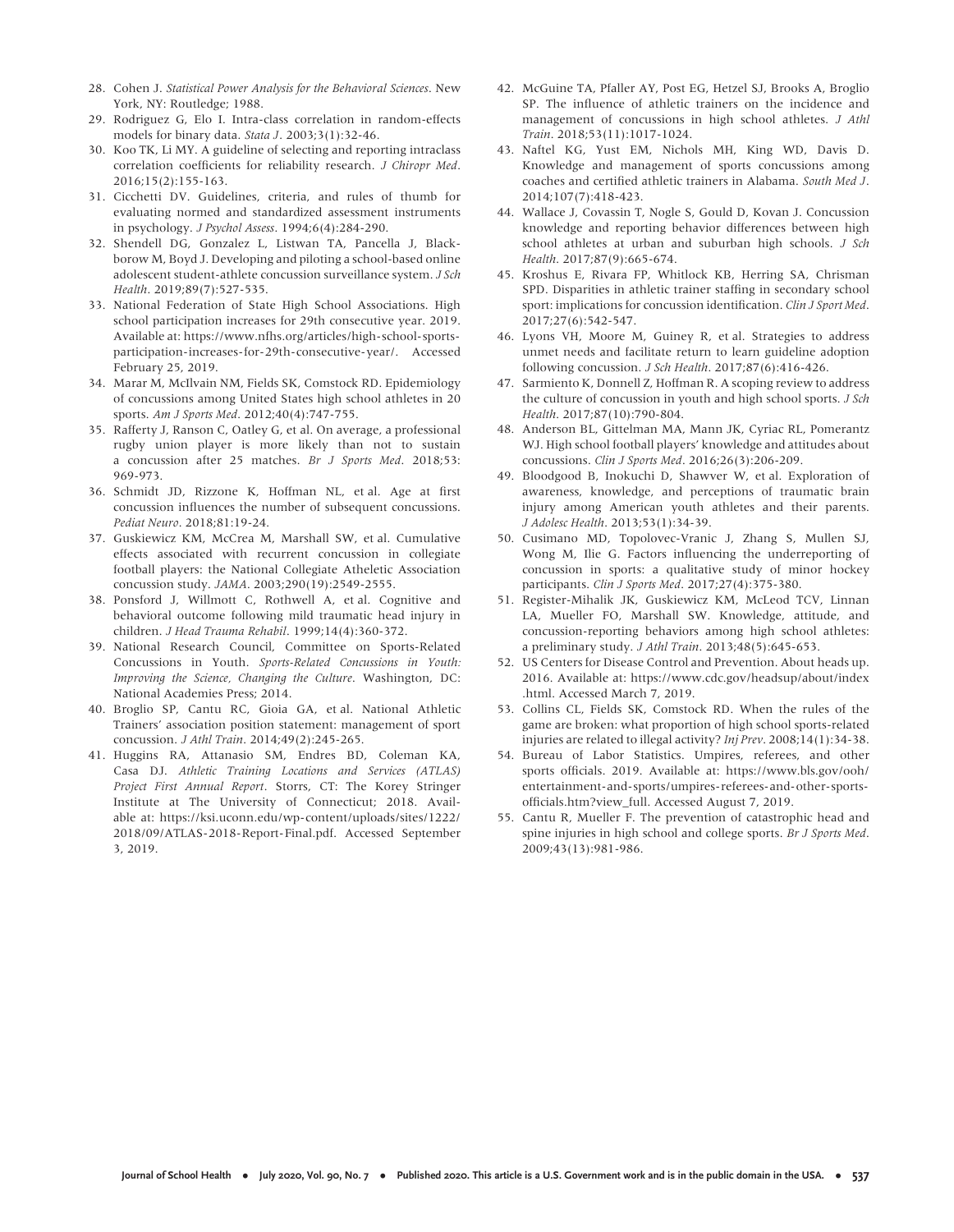28. Cohen J. *Statistical Power Analysis for the Behavioral Sciences*. New York, NY: Routledge; 1988.
29. Rodriguez G, Elo I. Intra-class correlation in random-effects models for binary data. *Stata J*. 2003;3(1):32-46.
30. Koo TK, Li MY. A guideline of selecting and reporting intraclass correlation coefficients for reliability research. *J Chiropr Med*. 2016;15(2):155-163.
31. Cicchetti DV. Guidelines, criteria, and rules of thumb for evaluating normed and standardized assessment instruments in psychology. *J Psychol Assess*. 1994;6(4):284-290.
32. Shendell DG, Gonzalez L, Listwan TA, Pancella J, Blackborow M, Boyd J. Developing and piloting a school-based online adolescent student-athlete concussion surveillance system. *J Sch Health*. 2019;89(7):527-535.
33. National Federation of State High School Associations. High school participation increases for 29th consecutive year. 2019. Available at: https://www.nfhs.org/articles/high-school-sports-participation-increases-for-29th-consecutive-year/. Accessed February 25, 2019.
34. Marar M, McIlvain NM, Fields SK, Comstock RD. Epidemiology of concussions among United States high school athletes in 20 sports. *Am J Sports Med*. 2012;40(4):747-755.
35. Rafferty J, Ranson C, Oatley G, et al. On average, a professional rugby union player is more likely than not to sustain a concussion after 25 matches. *Br J Sports Med*. 2018;53: 969-973.
36. Schmidt JD, Rizzone K, Hoffman NL, et al. Age at first concussion influences the number of subsequent concussions. *Pediat Neuro*. 2018;81:19-24.
37. Guskiewicz KM, McCrea M, Marshall SW, et al. Cumulative effects associated with recurrent concussion in collegiate football players: the National Collegiate Atheletic Association concussion study. *JAMA*. 2003;290(19):2549-2555.
38. Ponsford J, Willmott C, Rothwell A, et al. Cognitive and behavioral outcome following mild traumatic head injury in children. *J Head Trauma Rehabil*. 1999;14(4):360-372.
39. National Research Council, Committee on Sports-Related Concussions in Youth. *Sports-Related Concussions in Youth: Improving the Science, Changing the Culture*. Washington, DC: National Academies Press; 2014.
40. Broglio SP, Cantu RC, Gioia GA, et al. National Athletic Trainers' association position statement: management of sport concussion. *J Athl Train*. 2014;49(2):245-265.
41. Huggins RA, Attanasio SM, Endres BD, Coleman KA, Casa DJ. *Athletic Training Locations and Services (ATLAS) Project First Annual Report*. Storrs, CT: The Korey Stringer Institute at The University of Connecticut; 2018. Available at: https://ksi.uconn.edu/wp-content/uploads/sites/1222/2018/09/ATLAS-2018-Report-Final.pdf. Accessed September 3, 2019.
42. McGuine TA, Pfaller AY, Post EG, Hetzel SJ, Brooks A, Broglio SP. The influence of athletic trainers on the incidence and management of concussions in high school athletes. *J Athl Train*. 2018;53(11):1017-1024.
43. Naftel KG, Yust EM, Nichols MH, King WD, Davis D. Knowledge and management of sports concussions among coaches and certified athletic trainers in Alabama. *South Med J*. 2014;107(7):418-423.
44. Wallace J, Covassin T, Nogle S, Gould D, Kovan J. Concussion knowledge and reporting behavior differences between high school athletes at urban and suburban high schools. *J Sch Health*. 2017;87(9):665-674.
45. Kroshus E, Rivara FP, Whitlock KB, Herring SA, Chrisman SPD. Disparities in athletic trainer staffing in secondary school sport: implications for concussion identification. *Clin J Sport Med*. 2017;27(6):542-547.
46. Lyons VH, Moore M, Guiney R, et al. Strategies to address unmet needs and facilitate return to learn guideline adoption following concussion. *J Sch Health*. 2017;87(6):416-426.
47. Sarmiento K, Donnell Z, Hoffman R. A scoping review to address the culture of concussion in youth and high school sports. *J Sch Health*. 2017;87(10):790-804.
48. Anderson BL, Gittelman MA, Mann JK, Cyriac RL, Pomerantz WJ. High school football players' knowledge and attitudes about concussions. *Clin J Sports Med*. 2016;26(3):206-209.
49. Bloodgood B, Inokuchi D, Shawver W, et al. Exploration of awareness, knowledge, and perceptions of traumatic brain injury among American youth athletes and their parents. *J Adolesc Health*. 2013;53(1):34-39.
50. Cusimano MD, Topolovec-Vranic J, Zhang S, Mullen SJ, Wong M, Ilie G. Factors influencing the underreporting of concussion in sports: a qualitative study of minor hockey participants. *Clin J Sports Med*. 2017;27(4):375-380.
51. Register-Mihalik JK, Guskiewicz KM, McLeod TCV, Linnan LA, Mueller FO, Marshall SW. Knowledge, attitude, and concussion-reporting behaviors among high school athletes: a preliminary study. *J Athl Train*. 2013;48(5):645-653.
52. US Centers for Disease Control and Prevention. About heads up. 2016. Available at: https://www.cdc.gov/headsup/about/index.html. Accessed March 7, 2019.
53. Collins CL, Fields SK, Comstock RD. When the rules of the game are broken: what proportion of high school sports-related injuries are related to illegal activity? *Inj Prev*. 2008;14(1):34-38.
54. Bureau of Labor Statistics. Umpires, referees, and other sports officials. 2019. Available at: https://www.bls.gov/ooh/entertainment-and-sports/umpires-referees-and-other-sports-officials.htm?view_full. Accessed August 7, 2019.
55. Cantu R, Mueller F. The prevention of catastrophic head and spine injuries in high school and college sports. *Br J Sports Med*. 2009;43(13):981-986.